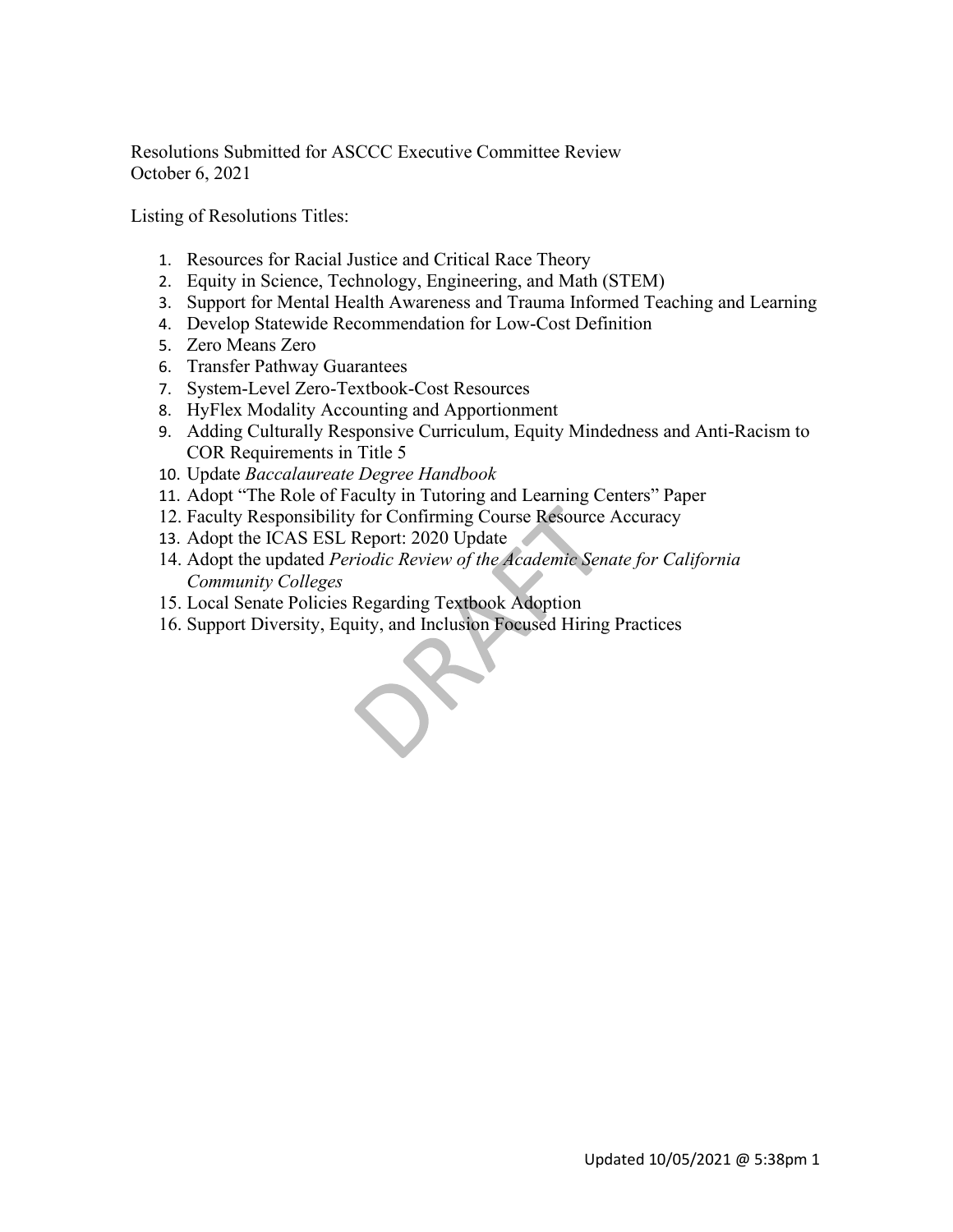Resolutions Submitted for ASCCC Executive Committee Review
October 6, 2021

Listing of Resolutions Titles:

1. Resources for Racial Justice and Critical Race Theory
2. Equity in Science, Technology, Engineering, and Math (STEM)
3. Support for Mental Health Awareness and Trauma Informed Teaching and Learning
4. Develop Statewide Recommendation for Low-Cost Definition
5. Zero Means Zero
6. Transfer Pathway Guarantees
7. System-Level Zero-Textbook-Cost Resources
8. HyFlex Modality Accounting and Apportionment
9. Adding Culturally Responsive Curriculum, Equity Mindedness and Anti-Racism to COR Requirements in Title 5
10. Update *Baccalaureate Degree Handbook*
11. Adopt "The Role of Faculty in Tutoring and Learning Centers" Paper
12. Faculty Responsibility for Confirming Course Resource Accuracy
13. Adopt the ICAS ESL Report: 2020 Update
14. Adopt the updated *Periodic Review of the Academic Senate for California Community Colleges*
15. Local Senate Policies Regarding Textbook Adoption
16. Support Diversity, Equity, and Inclusion Focused Hiring Practices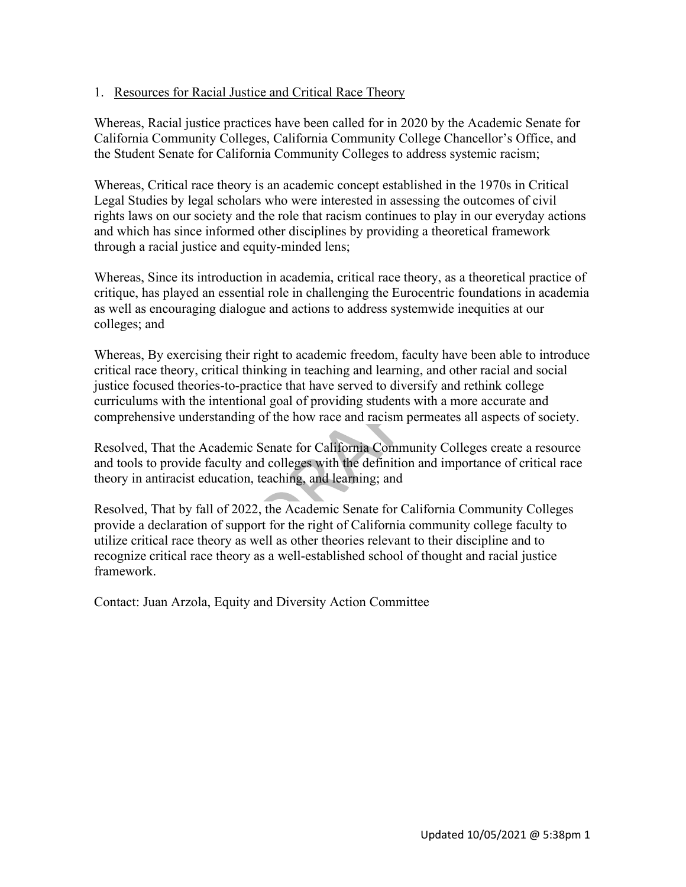1. Resources for Racial Justice and Critical Race Theory

Whereas, Racial justice practices have been called for in 2020 by the Academic Senate for California Community Colleges, California Community College Chancellor's Office, and the Student Senate for California Community Colleges to address systemic racism;

Whereas, Critical race theory is an academic concept established in the 1970s in Critical Legal Studies by legal scholars who were interested in assessing the outcomes of civil rights laws on our society and the role that racism continues to play in our everyday actions and which has since informed other disciplines by providing a theoretical framework through a racial justice and equity-minded lens;

Whereas, Since its introduction in academia, critical race theory, as a theoretical practice of critique, has played an essential role in challenging the Eurocentric foundations in academia as well as encouraging dialogue and actions to address systemwide inequities at our colleges; and

Whereas, By exercising their right to academic freedom, faculty have been able to introduce critical race theory, critical thinking in teaching and learning, and other racial and social justice focused theories-to-practice that have served to diversify and rethink college curriculums with the intentional goal of providing students with a more accurate and comprehensive understanding of the how race and racism permeates all aspects of society.

Resolved, That the Academic Senate for California Community Colleges create a resource and tools to provide faculty and colleges with the definition and importance of critical race theory in antiracist education, teaching, and learning; and

Resolved, That by fall of 2022, the Academic Senate for California Community Colleges provide a declaration of support for the right of California community college faculty to utilize critical race theory as well as other theories relevant to their discipline and to recognize critical race theory as a well-established school of thought and racial justice framework.

Contact: Juan Arzola, Equity and Diversity Action Committee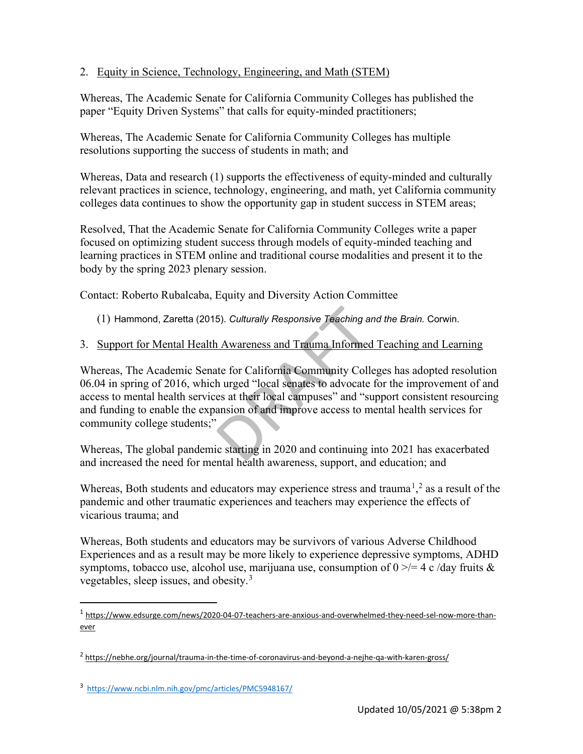2. Equity in Science, Technology, Engineering, and Math (STEM)

Whereas, The Academic Senate for California Community Colleges has published the paper "Equity Driven Systems" that calls for equity-minded practitioners;

Whereas, The Academic Senate for California Community Colleges has multiple resolutions supporting the success of students in math; and

Whereas, Data and research (1) supports the effectiveness of equity-minded and culturally relevant practices in science, technology, engineering, and math, yet California community colleges data continues to show the opportunity gap in student success in STEM areas;

Resolved, That the Academic Senate for California Community Colleges write a paper focused on optimizing student success through models of equity-minded teaching and learning practices in STEM online and traditional course modalities and present it to the body by the spring 2023 plenary session.

Contact: Roberto Rubalcaba, Equity and Diversity Action Committee

(1) Hammond, Zaretta (2015). *Culturally Responsive Teaching and the Brain.* Corwin.

3. Support for Mental Health Awareness and Trauma Informed Teaching and Learning

Whereas, The Academic Senate for California Community Colleges has adopted resolution 06.04 in spring of 2016, which urged "local senates to advocate for the improvement of and access to mental health services at their local campuses" and "support consistent resourcing and funding to enable the expansion of and improve access to mental health services for community college students;"

Whereas, The global pandemic starting in 2020 and continuing into 2021 has exacerbated and increased the need for mental health awareness, support, and education; and

Whereas, Both students and educators may experience stress and trauma[1],[2] as a result of the pandemic and other traumatic experiences and teachers may experience the effects of vicarious trauma; and

Whereas, Both students and educators may be survivors of various Adverse Childhood Experiences and as a result may be more likely to experience depressive symptoms, ADHD symptoms, tobacco use, alcohol use, marijuana use, consumption of 0 >/= 4 c /day fruits & vegetables, sleep issues, and obesity.[3]

[1] https://www.edsurge.com/news/2020-04-07-teachers-are-anxious-and-overwhelmed-they-need-sel-now-more-than-ever

[2] https://nebhe.org/journal/trauma-in-the-time-of-coronavirus-and-beyond-a-nejhe-qa-with-karen-gross/

[3] https://www.ncbi.nlm.nih.gov/pmc/articles/PMC5948167/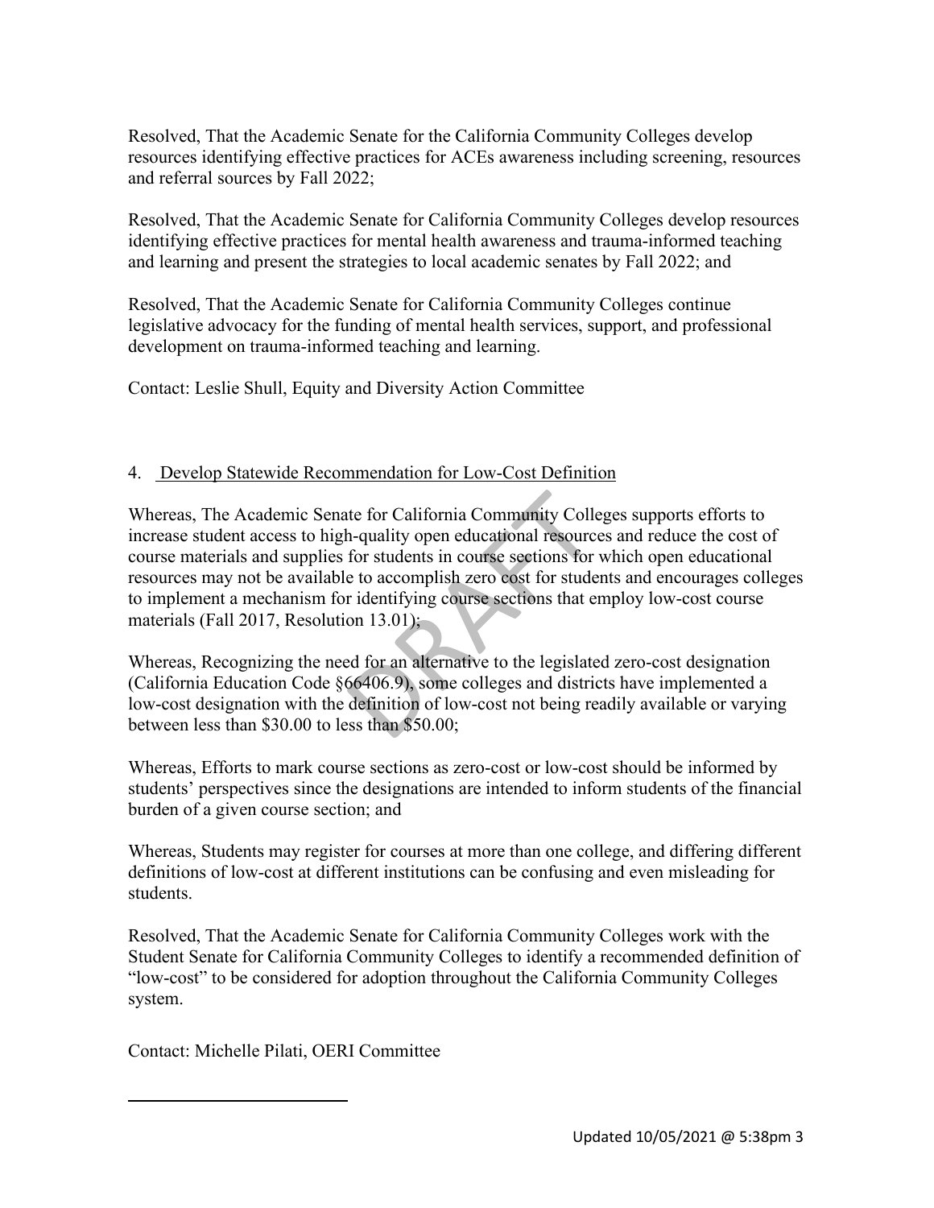Resolved, That the Academic Senate for the California Community Colleges develop resources identifying effective practices for ACEs awareness including screening, resources and referral sources by Fall 2022;

Resolved, That the Academic Senate for California Community Colleges develop resources identifying effective practices for mental health awareness and trauma-informed teaching and learning and present the strategies to local academic senates by Fall 2022; and

Resolved, That the Academic Senate for California Community Colleges continue legislative advocacy for the funding of mental health services, support, and professional development on trauma-informed teaching and learning.

Contact: Leslie Shull, Equity and Diversity Action Committee

4. Develop Statewide Recommendation for Low-Cost Definition

Whereas, The Academic Senate for California Community Colleges supports efforts to increase student access to high-quality open educational resources and reduce the cost of course materials and supplies for students in course sections for which open educational resources may not be available to accomplish zero cost for students and encourages colleges to implement a mechanism for identifying course sections that employ low-cost course materials (Fall 2017, Resolution 13.01);

Whereas, Recognizing the need for an alternative to the legislated zero-cost designation (California Education Code §66406.9), some colleges and districts have implemented a low-cost designation with the definition of low-cost not being readily available or varying between less than \$30.00 to less than \$50.00;

Whereas, Efforts to mark course sections as zero-cost or low-cost should be informed by students' perspectives since the designations are intended to inform students of the financial burden of a given course section; and

Whereas, Students may register for courses at more than one college, and differing different definitions of low-cost at different institutions can be confusing and even misleading for students.

Resolved, That the Academic Senate for California Community Colleges work with the Student Senate for California Community Colleges to identify a recommended definition of "low-cost" to be considered for adoption throughout the California Community Colleges system.

Contact: Michelle Pilati, OERI Committee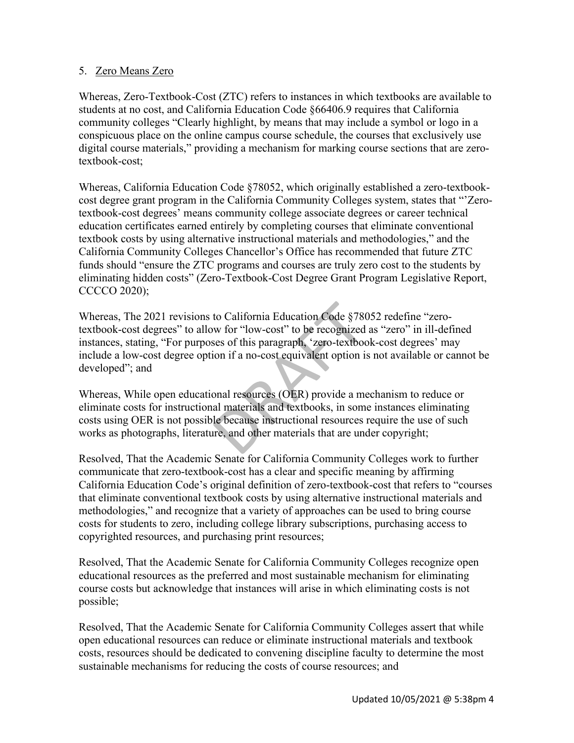5. Zero Means Zero

Whereas, Zero-Textbook-Cost (ZTC) refers to instances in which textbooks are available to students at no cost, and California Education Code §66406.9 requires that California community colleges "Clearly highlight, by means that may include a symbol or logo in a conspicuous place on the online campus course schedule, the courses that exclusively use digital course materials," providing a mechanism for marking course sections that are zero-textbook-cost;

Whereas, California Education Code §78052, which originally established a zero-textbook-cost degree grant program in the California Community Colleges system, states that "'Zero-textbook-cost degrees' means community college associate degrees or career technical education certificates earned entirely by completing courses that eliminate conventional textbook costs by using alternative instructional materials and methodologies," and the California Community Colleges Chancellor's Office has recommended that future ZTC funds should "ensure the ZTC programs and courses are truly zero cost to the students by eliminating hidden costs" (Zero-Textbook-Cost Degree Grant Program Legislative Report, CCCCO 2020);

Whereas, The 2021 revisions to California Education Code §78052 redefine "zero-textbook-cost degrees" to allow for "low-cost" to be recognized as "zero" in ill-defined instances, stating, "For purposes of this paragraph, 'zero-textbook-cost degrees' may include a low-cost degree option if a no-cost equivalent option is not available or cannot be developed"; and

Whereas, While open educational resources (OER) provide a mechanism to reduce or eliminate costs for instructional materials and textbooks, in some instances eliminating costs using OER is not possible because instructional resources require the use of such works as photographs, literature, and other materials that are under copyright;

Resolved, That the Academic Senate for California Community Colleges work to further communicate that zero-textbook-cost has a clear and specific meaning by affirming California Education Code's original definition of zero-textbook-cost that refers to "courses that eliminate conventional textbook costs by using alternative instructional materials and methodologies," and recognize that a variety of approaches can be used to bring course costs for students to zero, including college library subscriptions, purchasing access to copyrighted resources, and purchasing print resources;

Resolved, That the Academic Senate for California Community Colleges recognize open educational resources as the preferred and most sustainable mechanism for eliminating course costs but acknowledge that instances will arise in which eliminating costs is not possible;

Resolved, That the Academic Senate for California Community Colleges assert that while open educational resources can reduce or eliminate instructional materials and textbook costs, resources should be dedicated to convening discipline faculty to determine the most sustainable mechanisms for reducing the costs of course resources; and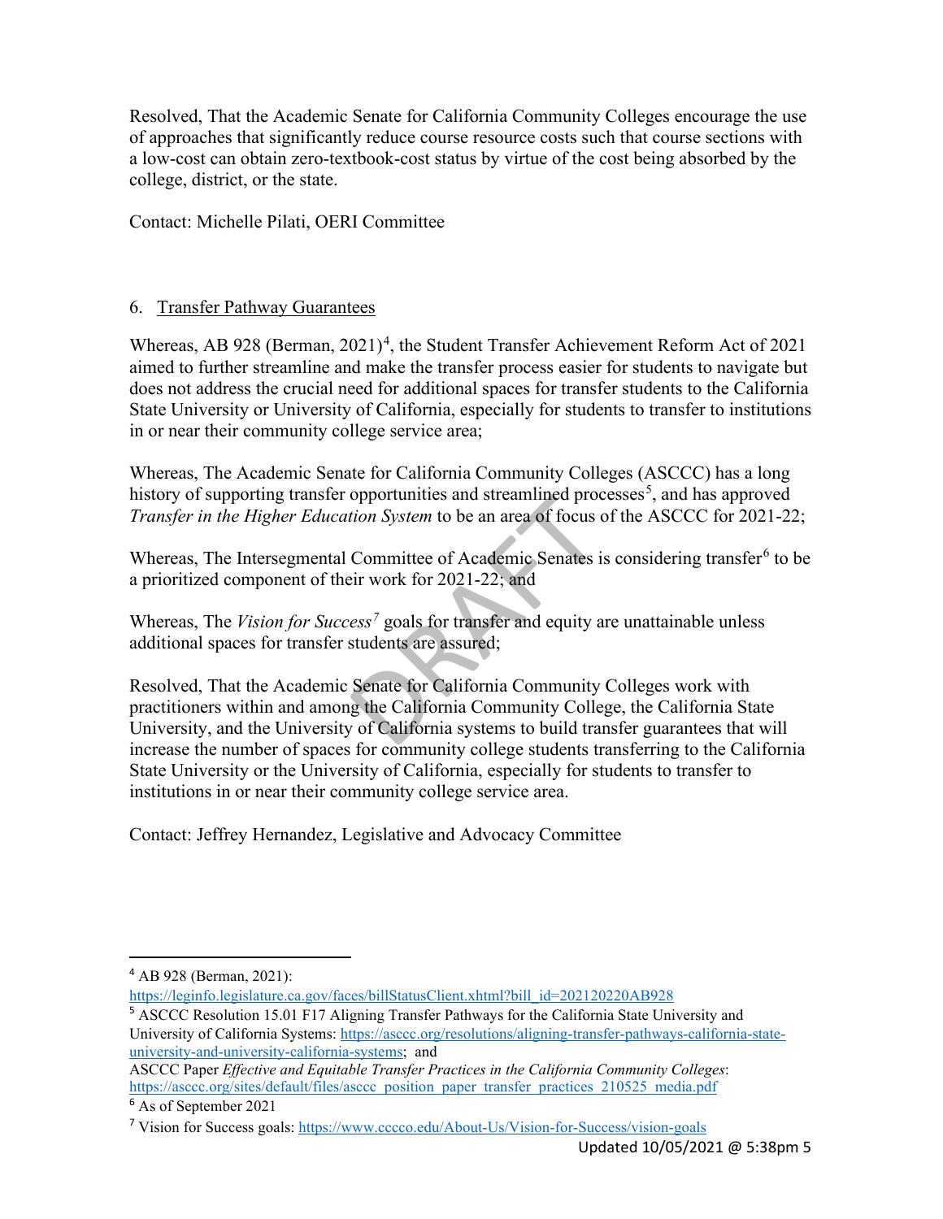Resolved, That the Academic Senate for California Community Colleges encourage the use of approaches that significantly reduce course resource costs such that course sections with a low-cost can obtain zero-textbook-cost status by virtue of the cost being absorbed by the college, district, or the state.

Contact: Michelle Pilati, OERI Committee

6. Transfer Pathway Guarantees

Whereas, AB 928 (Berman, 2021)[4], the Student Transfer Achievement Reform Act of 2021 aimed to further streamline and make the transfer process easier for students to navigate but does not address the crucial need for additional spaces for transfer students to the California State University or University of California, especially for students to transfer to institutions in or near their community college service area;

Whereas, The Academic Senate for California Community Colleges (ASCCC) has a long history of supporting transfer opportunities and streamlined processes[5], and has approved *Transfer in the Higher Education System* to be an area of focus of the ASCCC for 2021-22;

Whereas, The Intersegmental Committee of Academic Senates is considering transfer[6] to be a prioritized component of their work for 2021-22; and

Whereas, The *Vision for Success*[7] goals for transfer and equity are unattainable unless additional spaces for transfer students are assured;

Resolved, That the Academic Senate for California Community Colleges work with practitioners within and among the California Community College, the California State University, and the University of California systems to build transfer guarantees that will increase the number of spaces for community college students transferring to the California State University or the University of California, especially for students to transfer to institutions in or near their community college service area.

Contact: Jeffrey Hernandez, Legislative and Advocacy Committee

---

[4] AB 928 (Berman, 2021): https://leginfo.legislature.ca.gov/faces/billStatusClient.xhtml?bill_id=202120220AB928

[5] ASCCC Resolution 15.01 F17 Aligning Transfer Pathways for the California State University and University of California Systems: https://asccc.org/resolutions/aligning-transfer-pathways-california-state-university-and-university-california-systems; and
ASCCC Paper *Effective and Equitable Transfer Practices in the California Community Colleges*: https://asccc.org/sites/default/files/asccc_position_paper_transfer_practices_210525_media.pdf

[6] As of September 2021

[7] Vision for Success goals: https://www.cccco.edu/About-Us/Vision-for-Success/vision-goals

Updated 10/05/2021 @ 5:38pm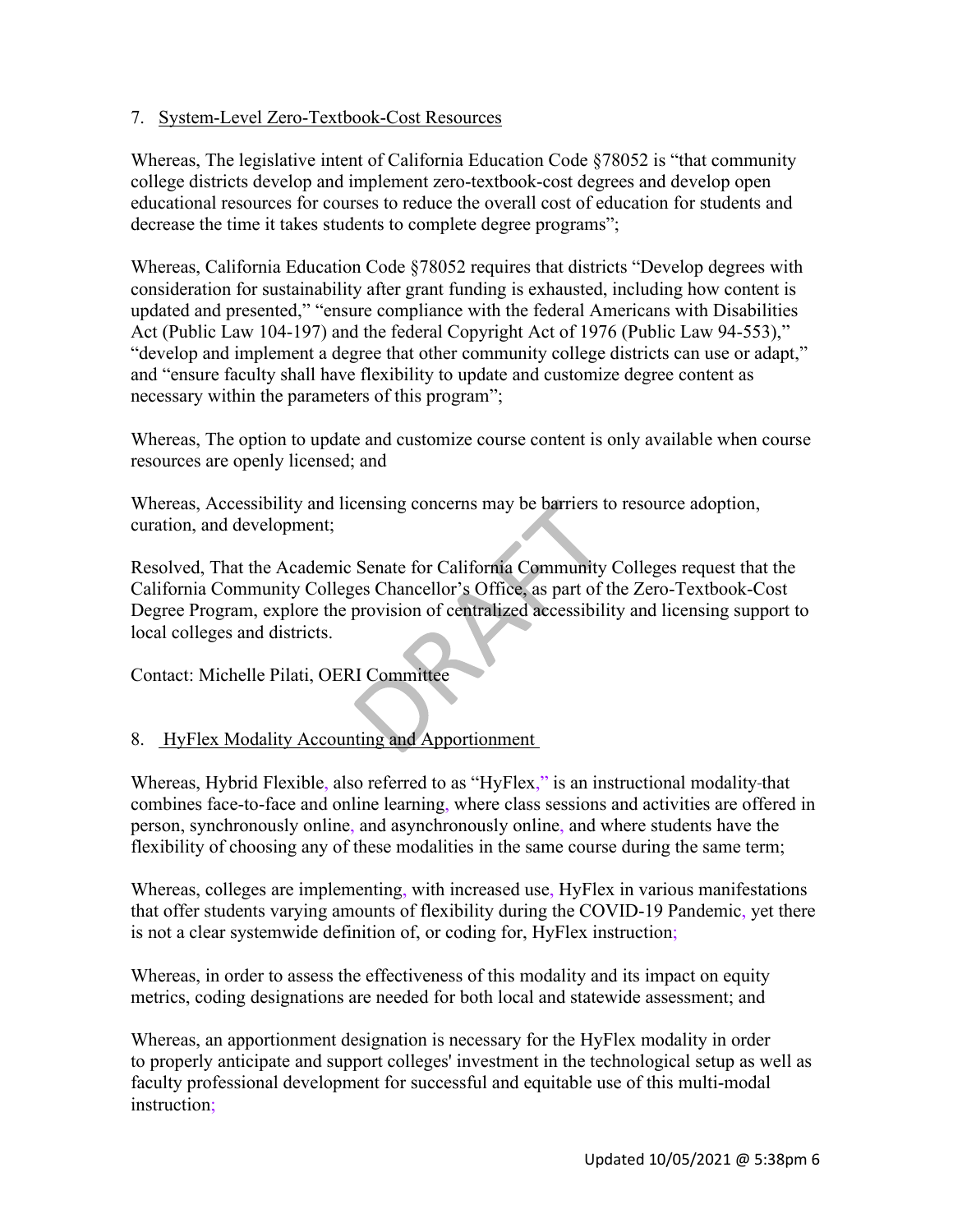7. System-Level Zero-Textbook-Cost Resources

Whereas, The legislative intent of California Education Code §78052 is "that community college districts develop and implement zero-textbook-cost degrees and develop open educational resources for courses to reduce the overall cost of education for students and decrease the time it takes students to complete degree programs";

Whereas, California Education Code §78052 requires that districts "Develop degrees with consideration for sustainability after grant funding is exhausted, including how content is updated and presented," "ensure compliance with the federal Americans with Disabilities Act (Public Law 104-197) and the federal Copyright Act of 1976 (Public Law 94-553)," "develop and implement a degree that other community college districts can use or adapt," and "ensure faculty shall have flexibility to update and customize degree content as necessary within the parameters of this program";

Whereas, The option to update and customize course content is only available when course resources are openly licensed; and

Whereas, Accessibility and licensing concerns may be barriers to resource adoption, curation, and development;

Resolved, That the Academic Senate for California Community Colleges request that the California Community Colleges Chancellor's Office, as part of the Zero-Textbook-Cost Degree Program, explore the provision of centralized accessibility and licensing support to local colleges and districts.

Contact: Michelle Pilati, OERI Committee

8. HyFlex Modality Accounting and Apportionment

Whereas, Hybrid Flexible, also referred to as "HyFlex," is an instructional modality that combines face-to-face and online learning, where class sessions and activities are offered in person, synchronously online, and asynchronously online, and where students have the flexibility of choosing any of these modalities in the same course during the same term;

Whereas, colleges are implementing, with increased use, HyFlex in various manifestations that offer students varying amounts of flexibility during the COVID-19 Pandemic, yet there is not a clear systemwide definition of, or coding for, HyFlex instruction;

Whereas, in order to assess the effectiveness of this modality and its impact on equity metrics, coding designations are needed for both local and statewide assessment; and

Whereas, an apportionment designation is necessary for the HyFlex modality in order to properly anticipate and support colleges' investment in the technological setup as well as faculty professional development for successful and equitable use of this multi-modal instruction;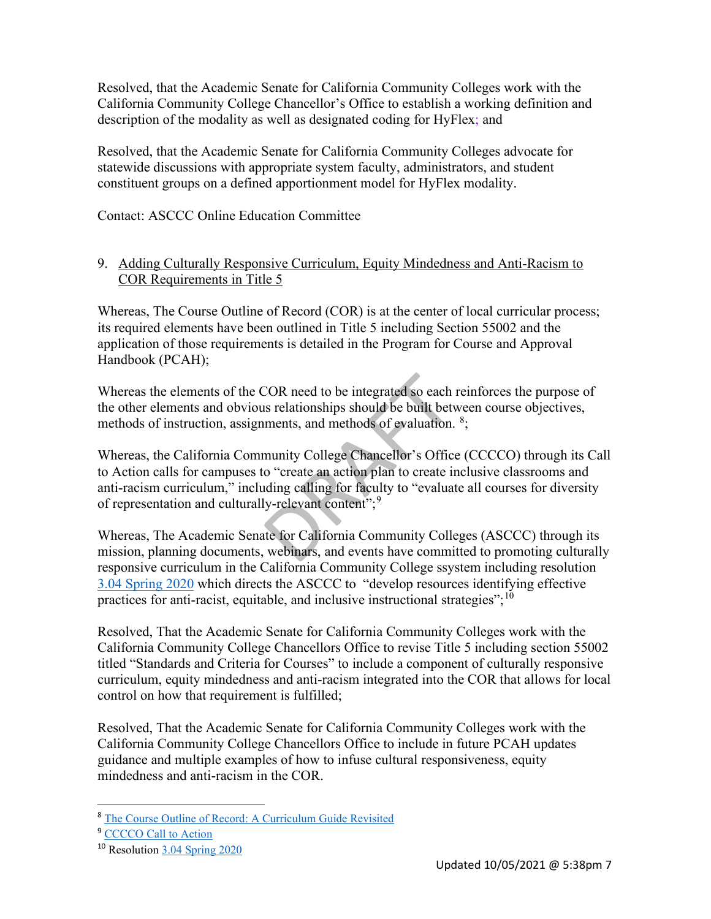Resolved, that the Academic Senate for California Community Colleges work with the California Community College Chancellor's Office to establish a working definition and description of the modality as well as designated coding for HyFlex; and

Resolved, that the Academic Senate for California Community Colleges advocate for statewide discussions with appropriate system faculty, administrators, and student constituent groups on a defined apportionment model for HyFlex modality.

Contact: ASCCC Online Education Committee

9. Adding Culturally Responsive Curriculum, Equity Mindedness and Anti-Racism to COR Requirements in Title 5

Whereas, The Course Outline of Record (COR) is at the center of local curricular process; its required elements have been outlined in Title 5 including Section 55002 and the application of those requirements is detailed in the Program for Course and Approval Handbook (PCAH);

Whereas the elements of the COR need to be integrated so each reinforces the purpose of the other elements and obvious relationships should be built between course objectives, methods of instruction, assignments, and methods of evaluation. [8];

Whereas, the California Community College Chancellor's Office (CCCCO) through its Call to Action calls for campuses to "create an action plan to create inclusive classrooms and anti-racism curriculum," including calling for faculty to "evaluate all courses for diversity of representation and culturally-relevant content";[9]

Whereas, The Academic Senate for California Community Colleges (ASCCC) through its mission, planning documents, webinars, and events have committed to promoting culturally responsive curriculum in the California Community College ssystem including resolution 3.04 Spring 2020 which directs the ASCCC to "develop resources identifying effective practices for anti-racist, equitable, and inclusive instructional strategies";[10]

Resolved, That the Academic Senate for California Community Colleges work with the California Community College Chancellors Office to revise Title 5 including section 55002 titled "Standards and Criteria for Courses" to include a component of culturally responsive curriculum, equity mindedness and anti-racism integrated into the COR that allows for local control on how that requirement is fulfilled;

Resolved, That the Academic Senate for California Community Colleges work with the California Community College Chancellors Office to include in future PCAH updates guidance and multiple examples of how to infuse cultural responsiveness, equity mindedness and anti-racism in the COR.

---

[8] The Course Outline of Record: A Curriculum Guide Revisited

[9] CCCCO Call to Action

[10] Resolution 3.04 Spring 2020

Updated 10/05/2021 @ 5:38pm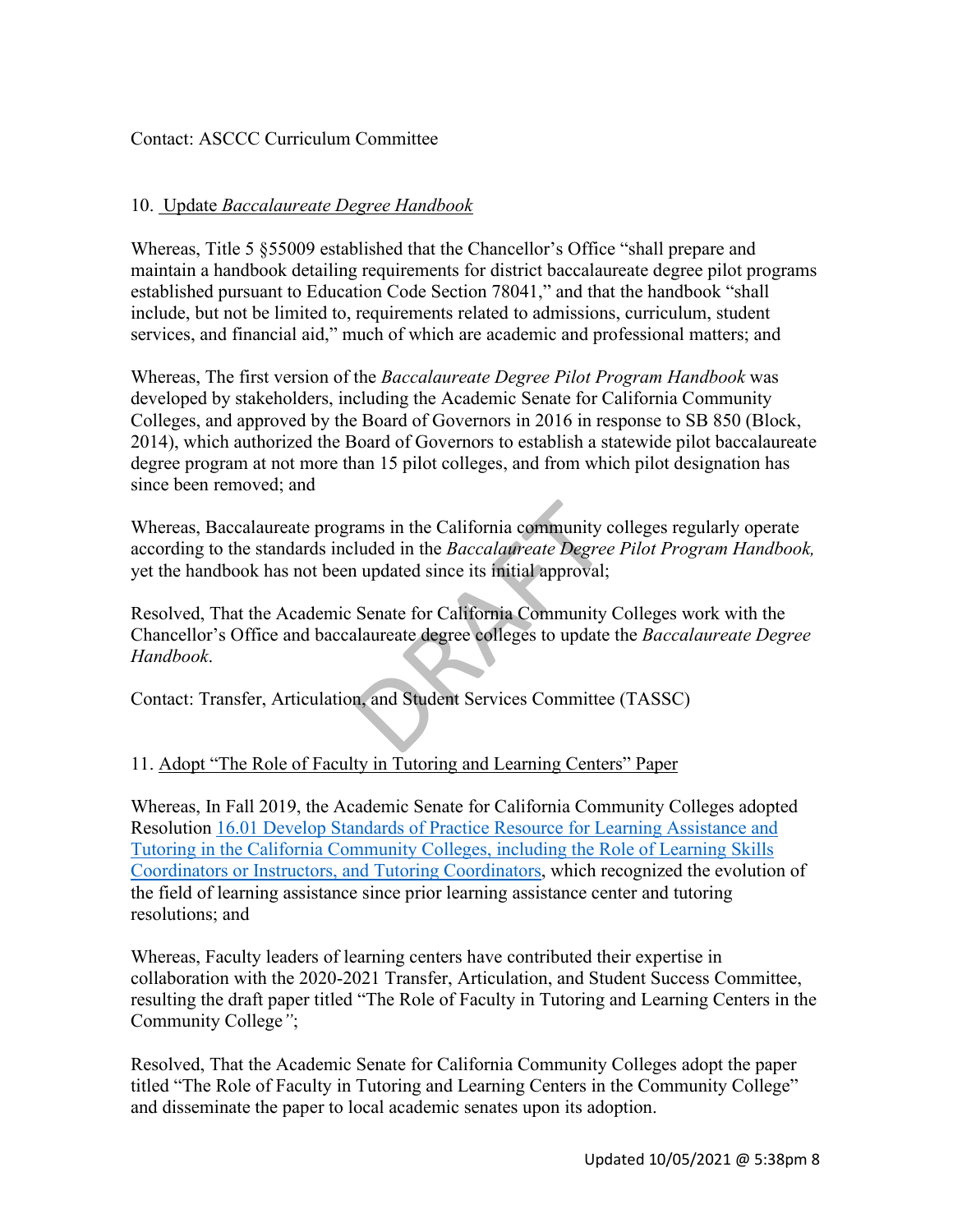Contact: ASCCC Curriculum Committee

10. Update *Baccalaureate Degree Handbook*

Whereas, Title 5 §55009 established that the Chancellor's Office "shall prepare and maintain a handbook detailing requirements for district baccalaureate degree pilot programs established pursuant to Education Code Section 78041," and that the handbook "shall include, but not be limited to, requirements related to admissions, curriculum, student services, and financial aid," much of which are academic and professional matters; and

Whereas, The first version of the *Baccalaureate Degree Pilot Program Handbook* was developed by stakeholders, including the Academic Senate for California Community Colleges, and approved by the Board of Governors in 2016 in response to SB 850 (Block, 2014), which authorized the Board of Governors to establish a statewide pilot baccalaureate degree program at not more than 15 pilot colleges, and from which pilot designation has since been removed; and

Whereas, Baccalaureate programs in the California community colleges regularly operate according to the standards included in the *Baccalaureate Degree Pilot Program Handbook,* yet the handbook has not been updated since its initial approval;

Resolved, That the Academic Senate for California Community Colleges work with the Chancellor's Office and baccalaureate degree colleges to update the *Baccalaureate Degree Handbook*.

Contact: Transfer, Articulation, and Student Services Committee (TASSC)

11. Adopt "The Role of Faculty in Tutoring and Learning Centers" Paper

Whereas, In Fall 2019, the Academic Senate for California Community Colleges adopted Resolution 16.01 Develop Standards of Practice Resource for Learning Assistance and Tutoring in the California Community Colleges, including the Role of Learning Skills Coordinators or Instructors, and Tutoring Coordinators, which recognized the evolution of the field of learning assistance since prior learning assistance center and tutoring resolutions; and

Whereas, Faculty leaders of learning centers have contributed their expertise in collaboration with the 2020-2021 Transfer, Articulation, and Student Success Committee, resulting the draft paper titled "The Role of Faculty in Tutoring and Learning Centers in the Community College";

Resolved, That the Academic Senate for California Community Colleges adopt the paper titled "The Role of Faculty in Tutoring and Learning Centers in the Community College" and disseminate the paper to local academic senates upon its adoption.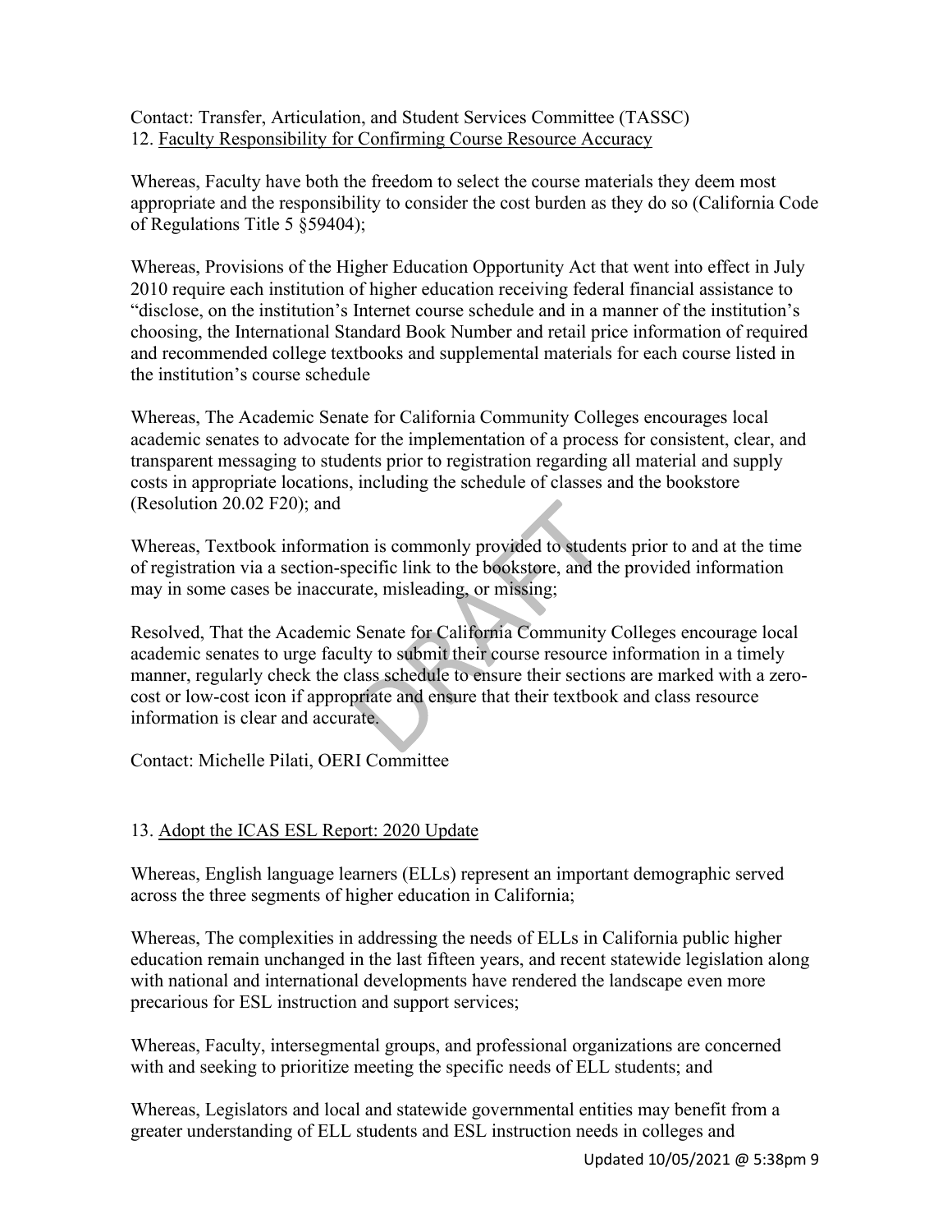Contact: Transfer, Articulation, and Student Services Committee (TASSC)

12. Faculty Responsibility for Confirming Course Resource Accuracy

Whereas, Faculty have both the freedom to select the course materials they deem most appropriate and the responsibility to consider the cost burden as they do so (California Code of Regulations Title 5 §59404);

Whereas, Provisions of the Higher Education Opportunity Act that went into effect in July 2010 require each institution of higher education receiving federal financial assistance to "disclose, on the institution's Internet course schedule and in a manner of the institution's choosing, the International Standard Book Number and retail price information of required and recommended college textbooks and supplemental materials for each course listed in the institution's course schedule

Whereas, The Academic Senate for California Community Colleges encourages local academic senates to advocate for the implementation of a process for consistent, clear, and transparent messaging to students prior to registration regarding all material and supply costs in appropriate locations, including the schedule of classes and the bookstore (Resolution 20.02 F20); and

Whereas, Textbook information is commonly provided to students prior to and at the time of registration via a section-specific link to the bookstore, and the provided information may in some cases be inaccurate, misleading, or missing;

Resolved, That the Academic Senate for California Community Colleges encourage local academic senates to urge faculty to submit their course resource information in a timely manner, regularly check the class schedule to ensure their sections are marked with a zero-cost or low-cost icon if appropriate and ensure that their textbook and class resource information is clear and accurate.

Contact: Michelle Pilati, OERI Committee

13. Adopt the ICAS ESL Report: 2020 Update

Whereas, English language learners (ELLs) represent an important demographic served across the three segments of higher education in California;

Whereas, The complexities in addressing the needs of ELLs in California public higher education remain unchanged in the last fifteen years, and recent statewide legislation along with national and international developments have rendered the landscape even more precarious for ESL instruction and support services;

Whereas, Faculty, intersegmental groups, and professional organizations are concerned with and seeking to prioritize meeting the specific needs of ELL students; and

Whereas, Legislators and local and statewide governmental entities may benefit from a greater understanding of ELL students and ESL instruction needs in colleges and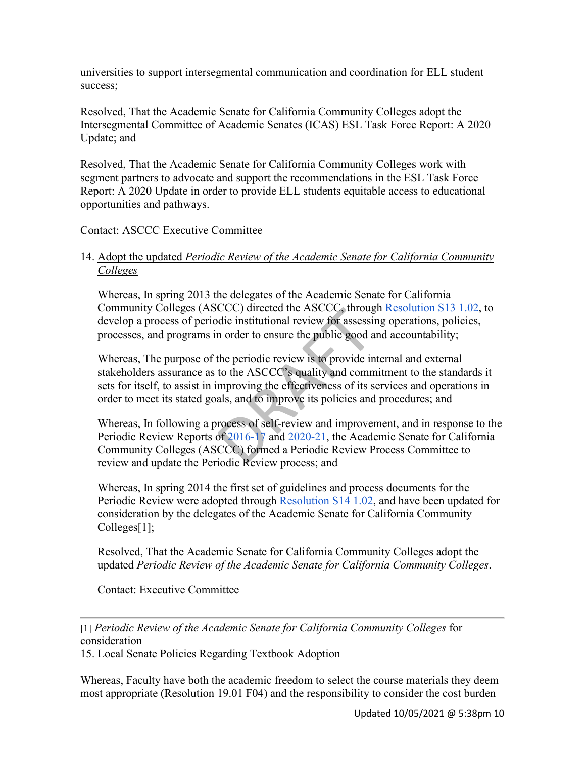universities to support intersegmental communication and coordination for ELL student success;

Resolved, That the Academic Senate for California Community Colleges adopt the Intersegmental Committee of Academic Senates (ICAS) ESL Task Force Report: A 2020 Update; and

Resolved, That the Academic Senate for California Community Colleges work with segment partners to advocate and support the recommendations in the ESL Task Force Report: A 2020 Update in order to provide ELL students equitable access to educational opportunities and pathways.

Contact: ASCCC Executive Committee

14. Adopt the updated *Periodic Review of the Academic Senate for California Community Colleges*

    Whereas, In spring 2013 the delegates of the Academic Senate for California Community Colleges (ASCCC) directed the ASCCC, through Resolution S13 1.02, to develop a process of periodic institutional review for assessing operations, policies, processes, and programs in order to ensure the public good and accountability;

    Whereas, The purpose of the periodic review is to provide internal and external stakeholders assurance as to the ASCCC's quality and commitment to the standards it sets for itself, to assist in improving the effectiveness of its services and operations in order to meet its stated goals, and to improve its policies and procedures; and

    Whereas, In following a process of self-review and improvement, and in response to the Periodic Review Reports of 2016-17 and 2020-21, the Academic Senate for California Community Colleges (ASCCC) formed a Periodic Review Process Committee to review and update the Periodic Review process; and

    Whereas, In spring 2014 the first set of guidelines and process documents for the Periodic Review were adopted through Resolution S14 1.02, and have been updated for consideration by the delegates of the Academic Senate for California Community Colleges[1];

    Resolved, That the Academic Senate for California Community Colleges adopt the updated *Periodic Review of the Academic Senate for California Community Colleges*.

    Contact: Executive Committee

---

[1] *Periodic Review of the Academic Senate for California Community Colleges* for consideration

15. Local Senate Policies Regarding Textbook Adoption

Whereas, Faculty have both the academic freedom to select the course materials they deem most appropriate (Resolution 19.01 F04) and the responsibility to consider the cost burden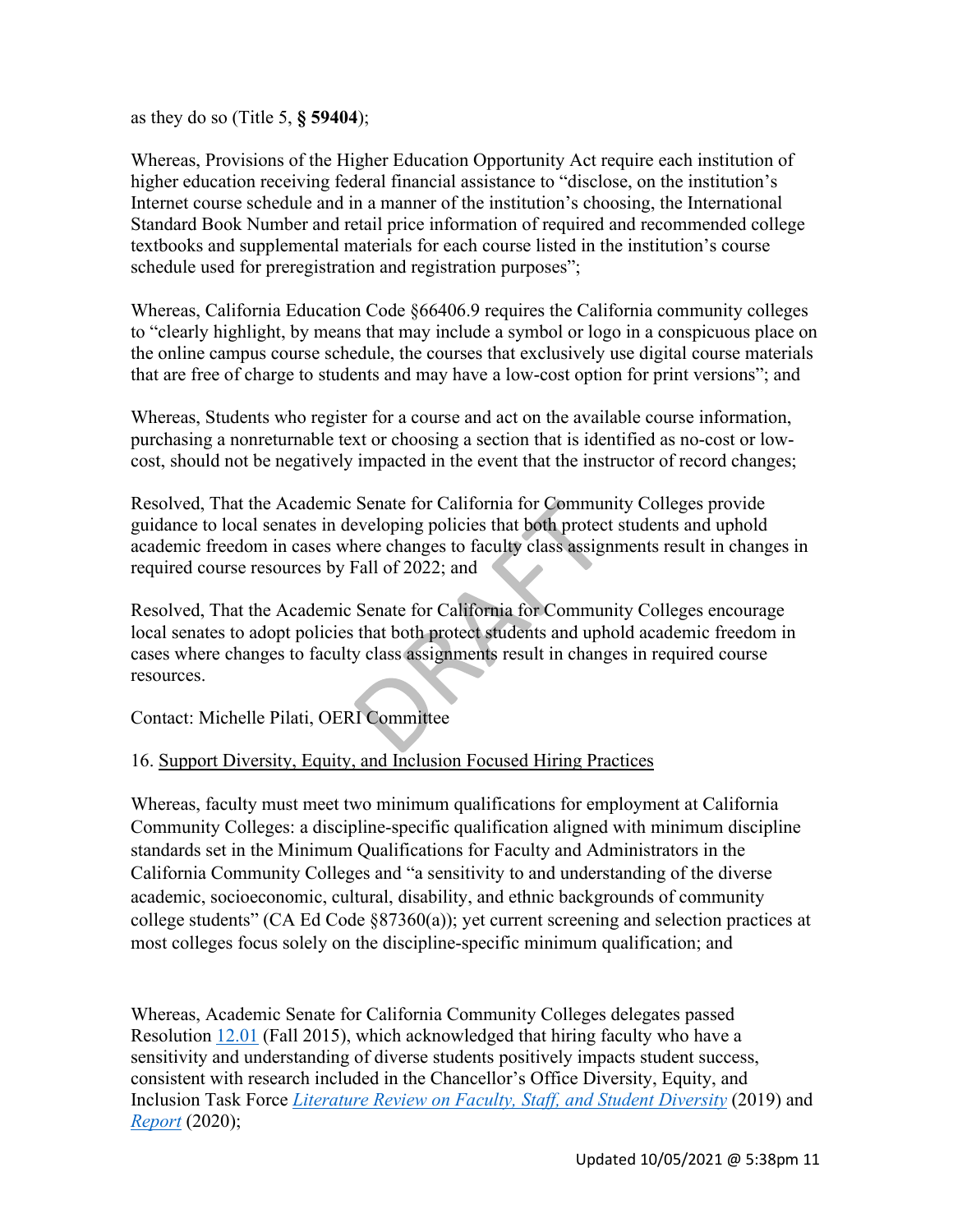as they do so (Title 5, **§ 59404**);

Whereas, Provisions of the Higher Education Opportunity Act require each institution of higher education receiving federal financial assistance to "disclose, on the institution's Internet course schedule and in a manner of the institution's choosing, the International Standard Book Number and retail price information of required and recommended college textbooks and supplemental materials for each course listed in the institution's course schedule used for preregistration and registration purposes";

Whereas, California Education Code §66406.9 requires the California community colleges to "clearly highlight, by means that may include a symbol or logo in a conspicuous place on the online campus course schedule, the courses that exclusively use digital course materials that are free of charge to students and may have a low-cost option for print versions"; and

Whereas, Students who register for a course and act on the available course information, purchasing a nonreturnable text or choosing a section that is identified as no-cost or low-cost, should not be negatively impacted in the event that the instructor of record changes;

Resolved, That the Academic Senate for California for Community Colleges provide guidance to local senates in developing policies that both protect students and uphold academic freedom in cases where changes to faculty class assignments result in changes in required course resources by Fall of 2022; and

Resolved, That the Academic Senate for California for Community Colleges encourage local senates to adopt policies that both protect students and uphold academic freedom in cases where changes to faculty class assignments result in changes in required course resources.

Contact: Michelle Pilati, OERI Committee

16. Support Diversity, Equity, and Inclusion Focused Hiring Practices

Whereas, faculty must meet two minimum qualifications for employment at California Community Colleges: a discipline-specific qualification aligned with minimum discipline standards set in the Minimum Qualifications for Faculty and Administrators in the California Community Colleges and "a sensitivity to and understanding of the diverse academic, socioeconomic, cultural, disability, and ethnic backgrounds of community college students" (CA Ed Code §87360(a)); yet current screening and selection practices at most colleges focus solely on the discipline-specific minimum qualification; and

Whereas, Academic Senate for California Community Colleges delegates passed Resolution 12.01 (Fall 2015), which acknowledged that hiring faculty who have a sensitivity and understanding of diverse students positively impacts student success, consistent with research included in the Chancellor's Office Diversity, Equity, and Inclusion Task Force *Literature Review on Faculty, Staff, and Student Diversity* (2019) and *Report* (2020);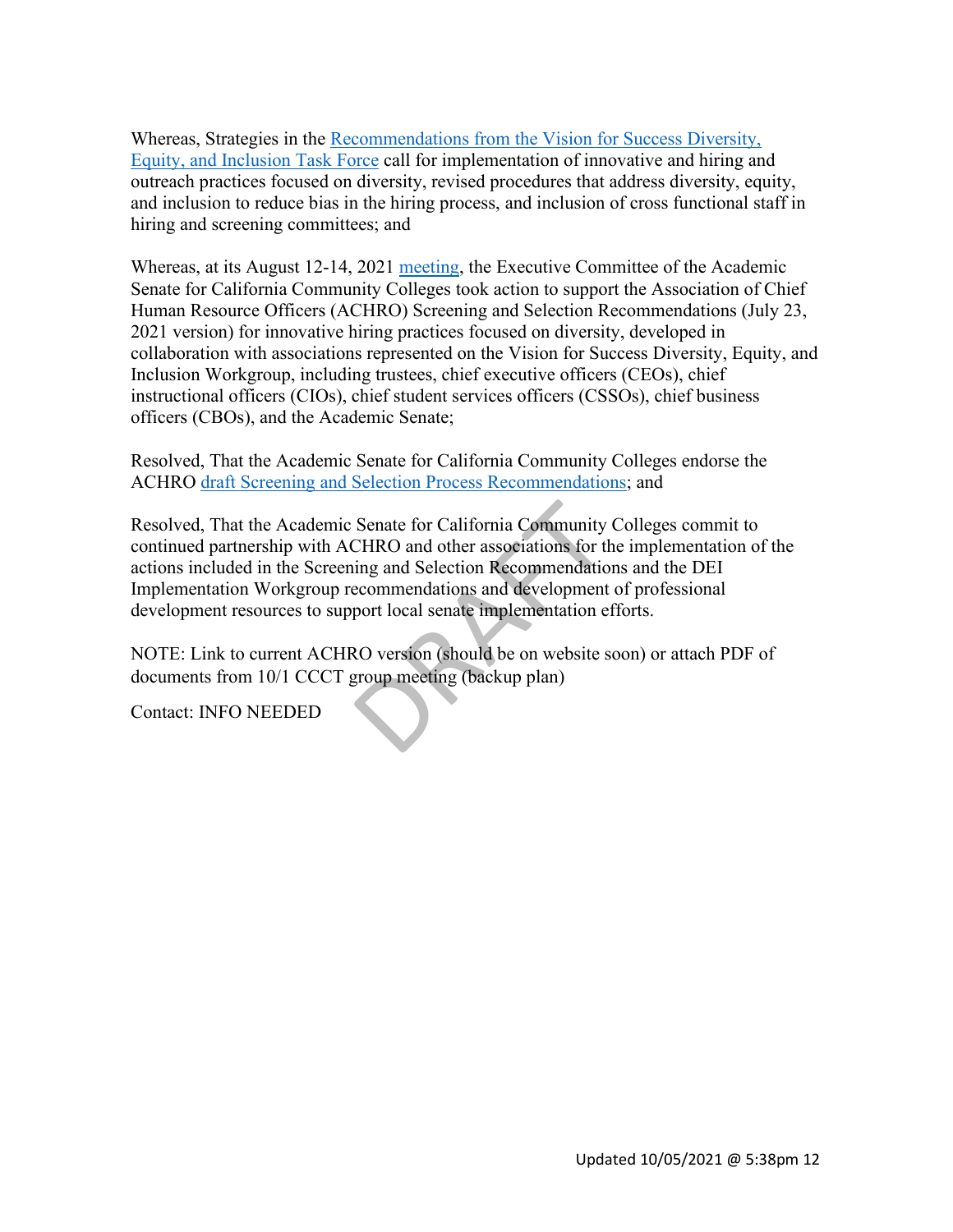Whereas, Strategies in the Recommendations from the Vision for Success Diversity, Equity, and Inclusion Task Force call for implementation of innovative and hiring and outreach practices focused on diversity, revised procedures that address diversity, equity, and inclusion to reduce bias in the hiring process, and inclusion of cross functional staff in hiring and screening committees; and

Whereas, at its August 12-14, 2021 meeting, the Executive Committee of the Academic Senate for California Community Colleges took action to support the Association of Chief Human Resource Officers (ACHRO) Screening and Selection Recommendations (July 23, 2021 version) for innovative hiring practices focused on diversity, developed in collaboration with associations represented on the Vision for Success Diversity, Equity, and Inclusion Workgroup, including trustees, chief executive officers (CEOs), chief instructional officers (CIOs), chief student services officers (CSSOs), chief business officers (CBOs), and the Academic Senate;

Resolved, That the Academic Senate for California Community Colleges endorse the ACHRO draft Screening and Selection Process Recommendations; and

Resolved, That the Academic Senate for California Community Colleges commit to continued partnership with ACHRO and other associations for the implementation of the actions included in the Screening and Selection Recommendations and the DEI Implementation Workgroup recommendations and development of professional development resources to support local senate implementation efforts.

NOTE: Link to current ACHRO version (should be on website soon) or attach PDF of documents from 10/1 CCCT group meeting (backup plan)

Contact: INFO NEEDED

DRAFT

Updated 10/05/2021 @ 5:38pm